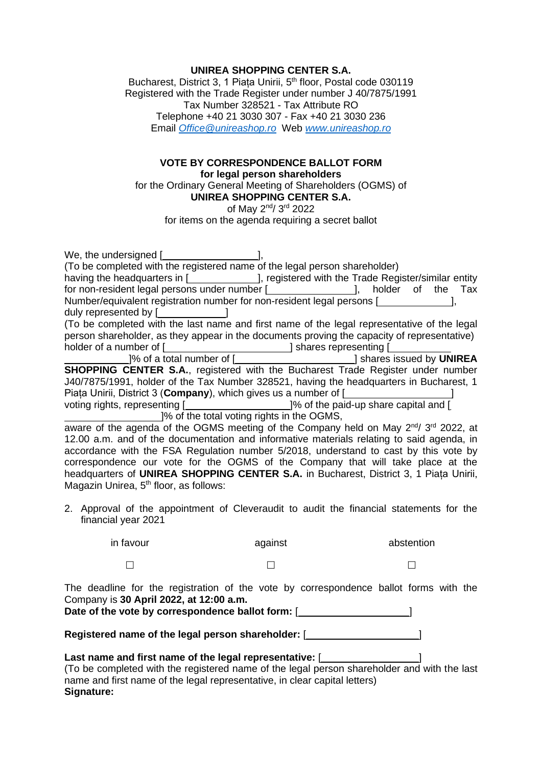**UNIREA SHOPPING CENTER S.A.**
Bucharest, District 3, 1 Piața Unirii, 5th floor, Postal code 030119
Registered with the Trade Register under number J 40/7875/1991
Tax Number 328521 - Tax Attribute RO
Telephone +40 21 3030 307 - Fax +40 21 3030 236
Email *Office@unireashop.ro* Web *www.unireashop.ro*

**VOTE BY CORRESPONDENCE BALLOT FORM**
**for legal person shareholders**
for the Ordinary General Meeting of Shareholders (OGMS) of
**UNIREA SHOPPING CENTER S.A.**
of May 2nd/ 3rd 2022
for items on the agenda requiring a secret ballot

We, the undersigned [____________________],
(To be completed with the registered name of the legal person shareholder)
having the headquarters in [______________], registered with the Trade Register/similar entity for non-resident legal persons under number [__________________], holder of the Tax Number/equivalent registration number for non-resident legal persons [______________], duly represented by [______________]
(To be completed with the last name and first name of the legal representative of the legal person shareholder, as they appear in the documents proving the capacity of representative)
holder of a number of [__________________________] shares representing [______________]% of a total number of [________________________] shares issued by **UNIREA SHOPPING CENTER S.A.**, registered with the Bucharest Trade Register under number J40/7875/1991, holder of the Tax Number 328521, having the headquarters in Bucharest, 1 Piața Unirii, District 3 (**Company**), which gives us a number of [______________________] voting rights, representing [______________________]% of the paid-up share capital and [__________________]% of the total voting rights in the OGMS,
aware of the agenda of the OGMS meeting of the Company held on May 2nd/ 3rd 2022, at 12.00 a.m. and of the documentation and informative materials relating to said agenda, in accordance with the FSA Regulation number 5/2018, understand to cast by this vote by correspondence our vote for the OGMS of the Company that will take place at the headquarters of **UNIREA SHOPPING CENTER S.A.** in Bucharest, District 3, 1 Piața Unirii, Magazin Unirea, 5th floor, as follows:

2. Approval of the appointment of Cleveraudit to audit the financial statements for the financial year 2021

| in favour | against | abstention |
|---|---|---|
| ☐ | ☐ | ☐ |

The deadline for the registration of the vote by correspondence ballot forms with the Company is **30 April 2022, at 12:00 a.m.**
**Date of the vote by correspondence ballot form:** [______________________]

**Registered name of the legal person shareholder:** [______________________]

**Last name and first name of the legal representative:** [____________________]
(To be completed with the registered name of the legal person shareholder and with the last name and first name of the legal representative, in clear capital letters)
**Signature:**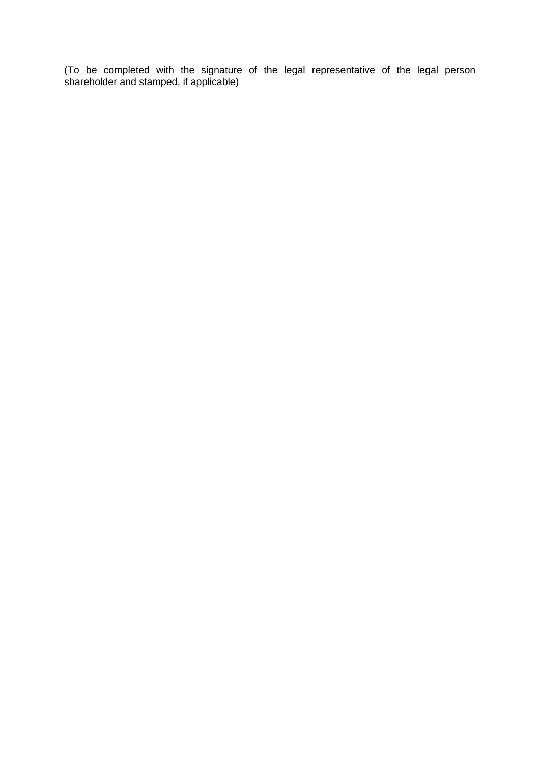(To be completed with the signature of the legal representative of the legal person shareholder and stamped, if applicable)